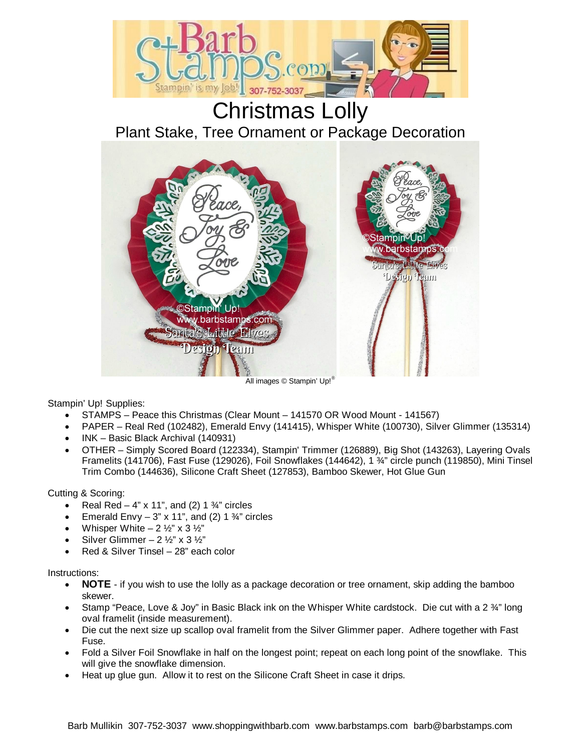# Christmas Lolly

## Plant Stake, Tree Ornament or Package Decoration

All images © Stampin' Up!®

Stampin' Up! Supplies:

- STAMPS – Peace this Christmas (Clear Mount – 141570 OR Wood Mount - 141567)
- PAPER – Real Red (102482), Emerald Envy (141415), Whisper White (100730), Silver Glimmer (135314)
- INK – Basic Black Archival (140931)
- OTHER – Simply Scored Board (122334), Stampin' Trimmer (126889), Big Shot (143263), Layering Ovals Framelits (141706), Fast Fuse (129026), Foil Snowflakes (144642), 1 ¾" circle punch (119850), Mini Tinsel Trim Combo (144636), Silicone Craft Sheet (127853), Bamboo Skewer, Hot Glue Gun

Cutting & Scoring:

- Real Red – 4" x 11", and (2) 1 ¾" circles
- Emerald Envy – 3" x 11", and (2) 1 ¾" circles
- Whisper White – 2 ½" x 3 ½"
- Silver Glimmer – 2 ½" x 3 ½"
- Red & Silver Tinsel – 28" each color

Instructions:

- **NOTE** - if you wish to use the lolly as a package decoration or tree ornament, skip adding the bamboo skewer.
- Stamp "Peace, Love & Joy" in Basic Black ink on the Whisper White cardstock. Die cut with a 2 ¾" long oval framelit (inside measurement).
- Die cut the next size up scallop oval framelit from the Silver Glimmer paper. Adhere together with Fast Fuse.
- Fold a Silver Foil Snowflake in half on the longest point; repeat on each long point of the snowflake. This will give the snowflake dimension.
- Heat up glue gun. Allow it to rest on the Silicone Craft Sheet in case it drips.

Barb Mullikin 307-752-3037 www.shoppingwithbarb.com www.barbstamps.com barb@barbstamps.com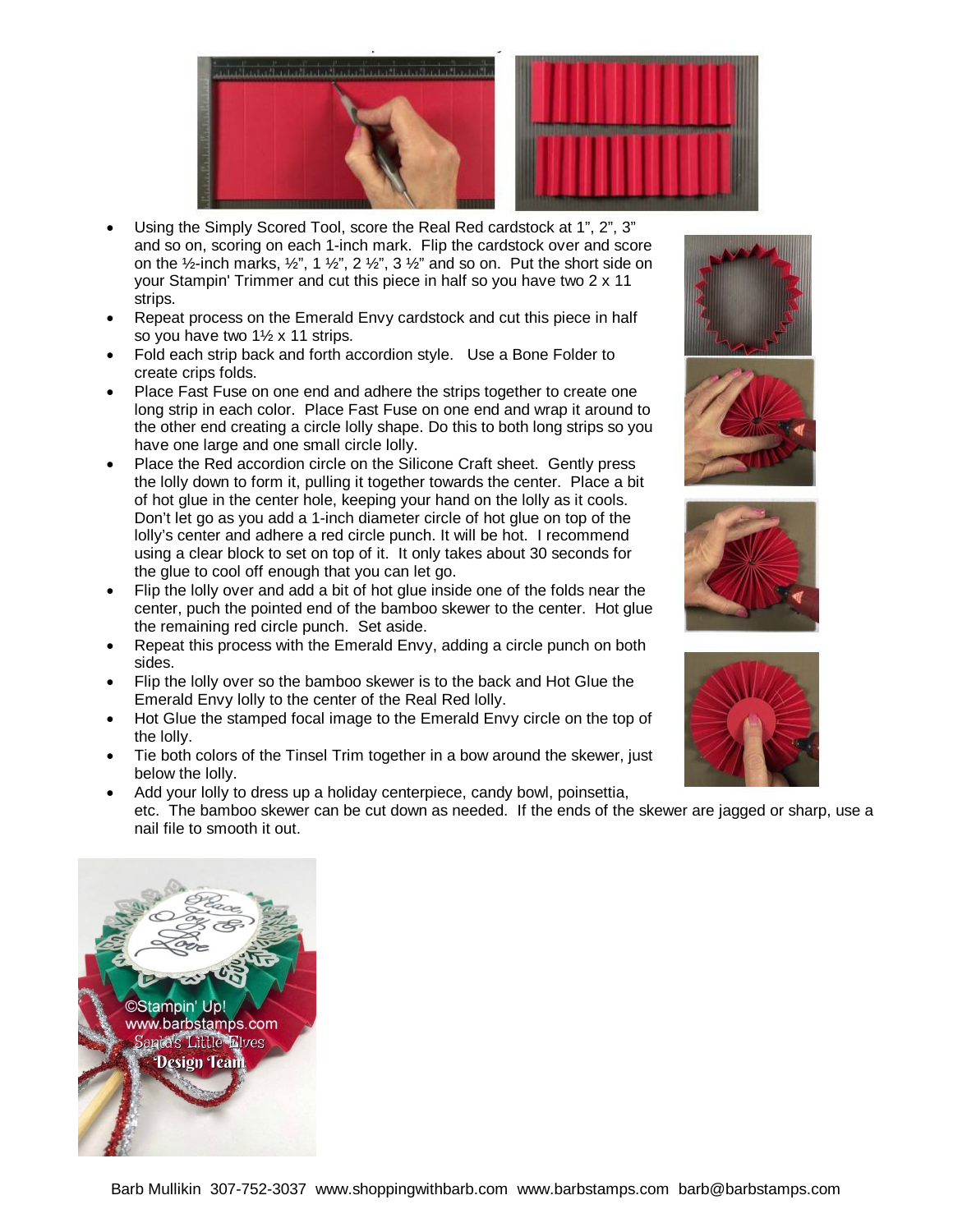- Using the Simply Scored Tool, score the Real Red cardstock at 1", 2", 3" and so on, scoring on each 1-inch mark. Flip the cardstock over and score on the ½-inch marks, ½", 1 ½", 2 ½", 3 ½" and so on. Put the short side on your Stampin' Trimmer and cut this piece in half so you have two 2 x 11 strips.
- Repeat process on the Emerald Envy cardstock and cut this piece in half so you have two 1½ x 11 strips.
- Fold each strip back and forth accordion style. Use a Bone Folder to create crips folds.
- Place Fast Fuse on one end and adhere the strips together to create one long strip in each color. Place Fast Fuse on one end and wrap it around to the other end creating a circle lolly shape. Do this to both long strips so you have one large and one small circle lolly.
- Place the Red accordion circle on the Silicone Craft sheet. Gently press the lolly down to form it, pulling it together towards the center. Place a bit of hot glue in the center hole, keeping your hand on the lolly as it cools. Don't let go as you add a 1-inch diameter circle of hot glue on top of the lolly's center and adhere a red circle punch. It will be hot. I recommend using a clear block to set on top of it. It only takes about 30 seconds for the glue to cool off enough that you can let go.
- Flip the lolly over and add a bit of hot glue inside one of the folds near the center, puch the pointed end of the bamboo skewer to the center. Hot glue the remaining red circle punch. Set aside.
- Repeat this process with the Emerald Envy, adding a circle punch on both sides.
- Flip the lolly over so the bamboo skewer is to the back and Hot Glue the Emerald Envy lolly to the center of the Real Red lolly.
- Hot Glue the stamped focal image to the Emerald Envy circle on the top of the lolly.
- Tie both colors of the Tinsel Trim together in a bow around the skewer, just below the lolly.
- Add your lolly to dress up a holiday centerpiece, candy bowl, poinsettia, etc. The bamboo skewer can be cut down as needed. If the ends of the skewer are jagged or sharp, use a nail file to smooth it out.

Barb Mullikin 307-752-3037 www.shoppingwithbarb.com www.barbstamps.com barb@barbstamps.com